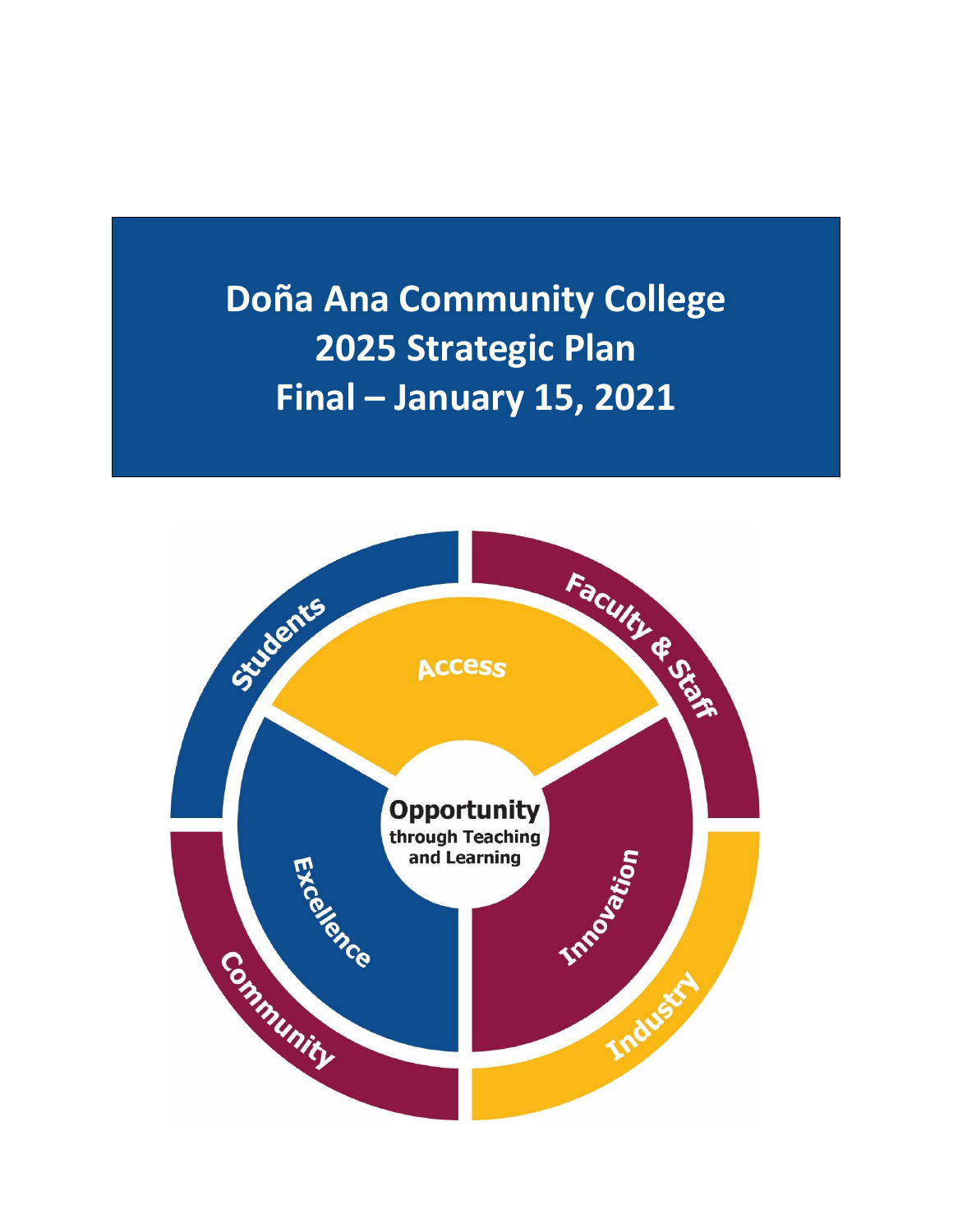# Doña Ana Community College
# 2025 Strategic Plan
# Final – January 15, 2021

Students

Faculty & Staff

Access

Opportunity
through Teaching
and Learning

Excellence

Innovation

Community

Industry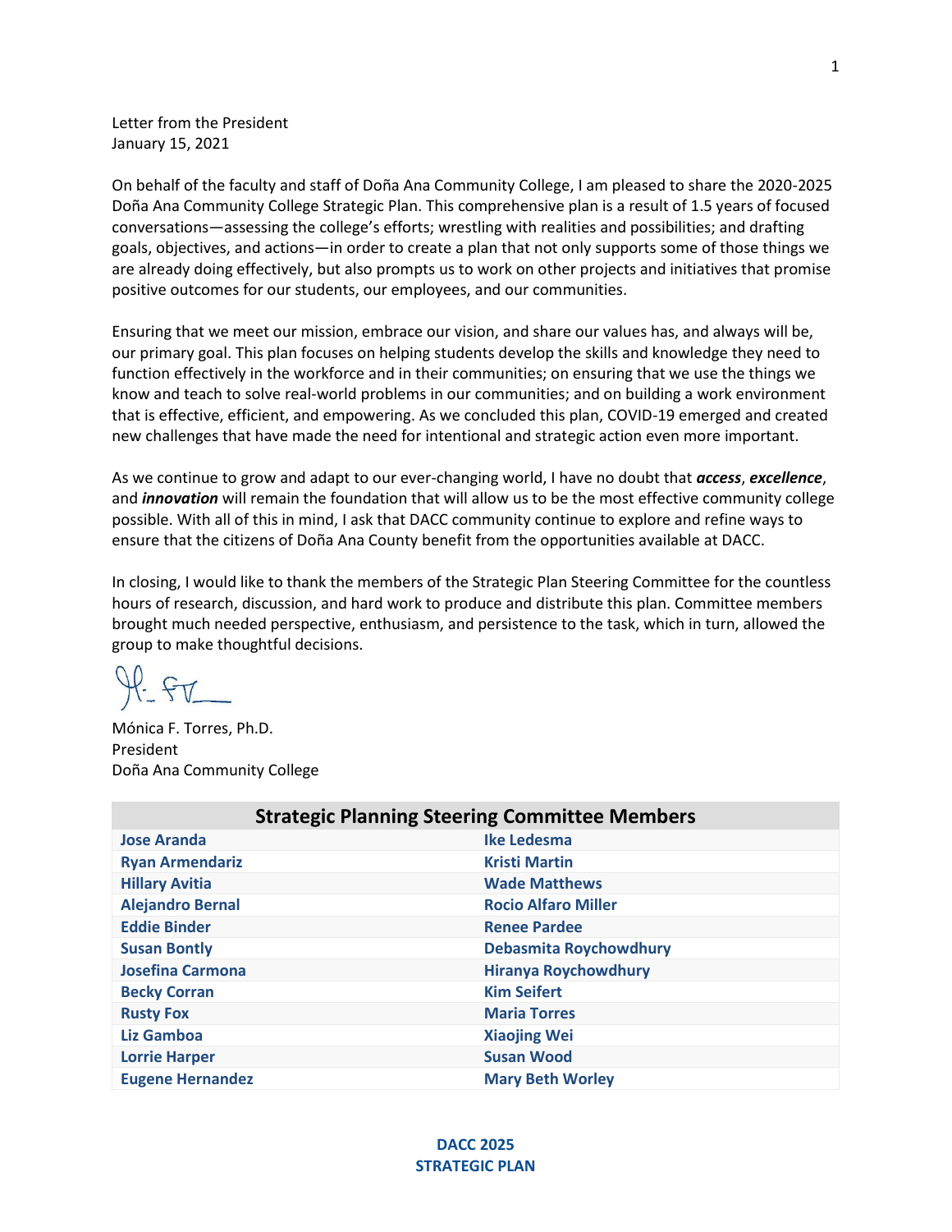Letter from the President
January 15, 2021

On behalf of the faculty and staff of Doña Ana Community College, I am pleased to share the 2020-2025 Doña Ana Community College Strategic Plan. This comprehensive plan is a result of 1.5 years of focused conversations—assessing the college's efforts; wrestling with realities and possibilities; and drafting goals, objectives, and actions—in order to create a plan that not only supports some of those things we are already doing effectively, but also prompts us to work on other projects and initiatives that promise positive outcomes for our students, our employees, and our communities.

Ensuring that we meet our mission, embrace our vision, and share our values has, and always will be, our primary goal. This plan focuses on helping students develop the skills and knowledge they need to function effectively in the workforce and in their communities; on ensuring that we use the things we know and teach to solve real-world problems in our communities; and on building a work environment that is effective, efficient, and empowering. As we concluded this plan, COVID-19 emerged and created new challenges that have made the need for intentional and strategic action even more important.

As we continue to grow and adapt to our ever-changing world, I have no doubt that ***access***, ***excellence***, and ***innovation*** will remain the foundation that will allow us to be the most effective community college possible. With all of this in mind, I ask that DACC community continue to explore and refine ways to ensure that the citizens of Doña Ana County benefit from the opportunities available at DACC.

In closing, I would like to thank the members of the Strategic Plan Steering Committee for the countless hours of research, discussion, and hard work to produce and distribute this plan. Committee members brought much needed perspective, enthusiasm, and persistence to the task, which in turn, allowed the group to make thoughtful decisions.

Mónica F. Torres, Ph.D.
President
Doña Ana Community College

| Strategic Planning Steering Committee Members | |
|---|---|
| **Jose Aranda** | **Ike Ledesma** |
| **Ryan Armendariz** | **Kristi Martin** |
| **Hillary Avitia** | **Wade Matthews** |
| **Alejandro Bernal** | **Rocio Alfaro Miller** |
| **Eddie Binder** | **Renee Pardee** |
| **Susan Bontly** | **Debasmita Roychowdhury** |
| **Josefina Carmona** | **Hiranya Roychowdhury** |
| **Becky Corran** | **Kim Seifert** |
| **Rusty Fox** | **Maria Torres** |
| **Liz Gamboa** | **Xiaojing Wei** |
| **Lorrie Harper** | **Susan Wood** |
| **Eugene Hernandez** | **Mary Beth Worley** |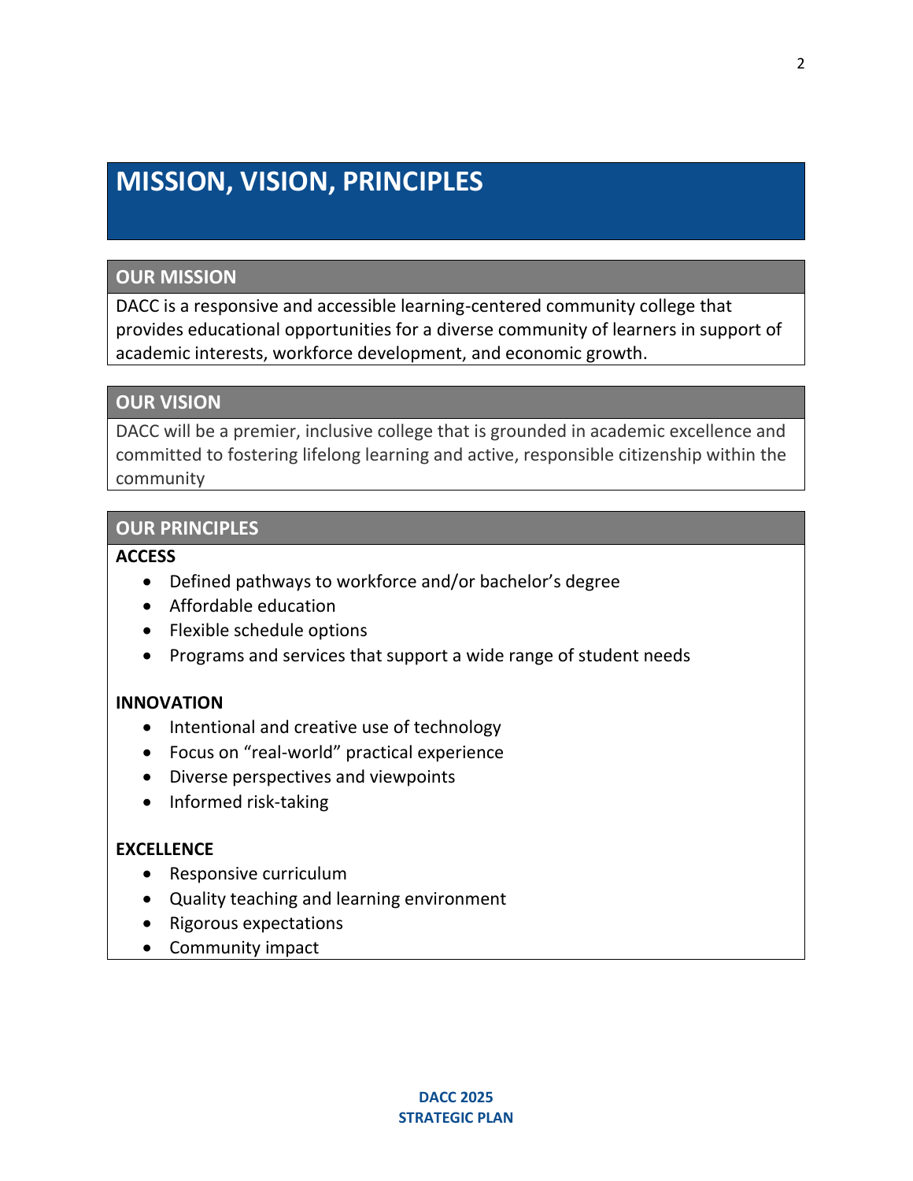# MISSION, VISION, PRINCIPLES

## OUR MISSION

DACC is a responsive and accessible learning-centered community college that provides educational opportunities for a diverse community of learners in support of academic interests, workforce development, and economic growth.

## OUR VISION

DACC will be a premier, inclusive college that is grounded in academic excellence and committed to fostering lifelong learning and active, responsible citizenship within the community

## OUR PRINCIPLES

**ACCESS**

- Defined pathways to workforce and/or bachelor's degree
- Affordable education
- Flexible schedule options
- Programs and services that support a wide range of student needs

**INNOVATION**

- Intentional and creative use of technology
- Focus on "real-world" practical experience
- Diverse perspectives and viewpoints
- Informed risk-taking

**EXCELLENCE**

- Responsive curriculum
- Quality teaching and learning environment
- Rigorous expectations
- Community impact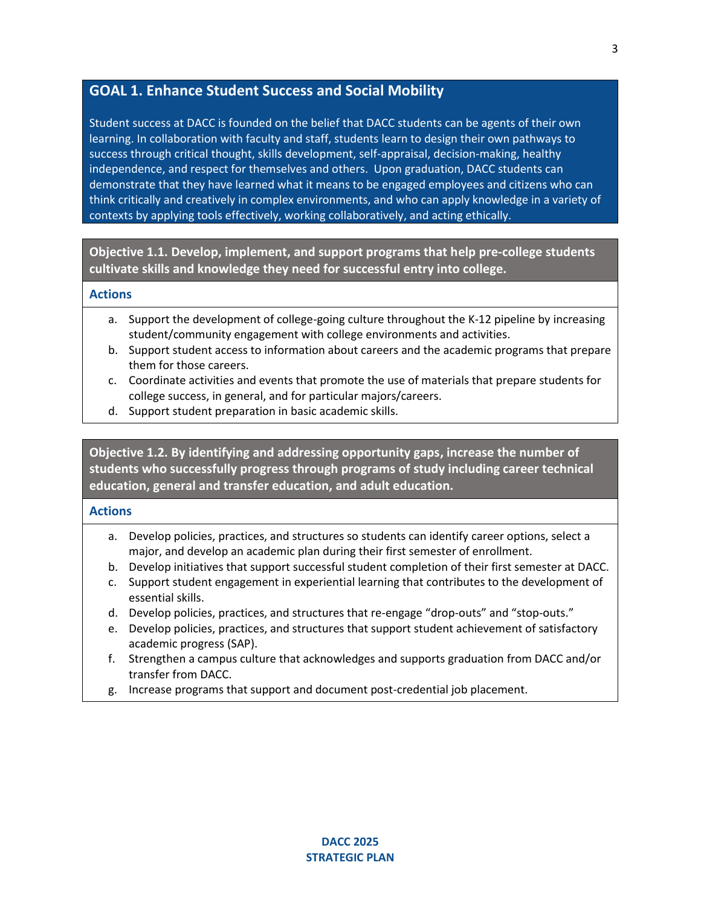## GOAL 1. Enhance Student Success and Social Mobility

Student success at DACC is founded on the belief that DACC students can be agents of their own learning. In collaboration with faculty and staff, students learn to design their own pathways to success through critical thought, skills development, self-appraisal, decision-making, healthy independence, and respect for themselves and others. Upon graduation, DACC students can demonstrate that they have learned what it means to be engaged employees and citizens who can think critically and creatively in complex environments, and who can apply knowledge in a variety of contexts by applying tools effectively, working collaboratively, and acting ethically.

### Objective 1.1. Develop, implement, and support programs that help pre-college students cultivate skills and knowledge they need for successful entry into college.

**Actions**

a. Support the development of college-going culture throughout the K-12 pipeline by increasing student/community engagement with college environments and activities.
b. Support student access to information about careers and the academic programs that prepare them for those careers.
c. Coordinate activities and events that promote the use of materials that prepare students for college success, in general, and for particular majors/careers.
d. Support student preparation in basic academic skills.

### Objective 1.2. By identifying and addressing opportunity gaps, increase the number of students who successfully progress through programs of study including career technical education, general and transfer education, and adult education.

**Actions**

a. Develop policies, practices, and structures so students can identify career options, select a major, and develop an academic plan during their first semester of enrollment.
b. Develop initiatives that support successful student completion of their first semester at DACC.
c. Support student engagement in experiential learning that contributes to the development of essential skills.
d. Develop policies, practices, and structures that re-engage “drop-outs” and “stop-outs.”
e. Develop policies, practices, and structures that support student achievement of satisfactory academic progress (SAP).
f. Strengthen a campus culture that acknowledges and supports graduation from DACC and/or transfer from DACC.
g. Increase programs that support and document post-credential job placement.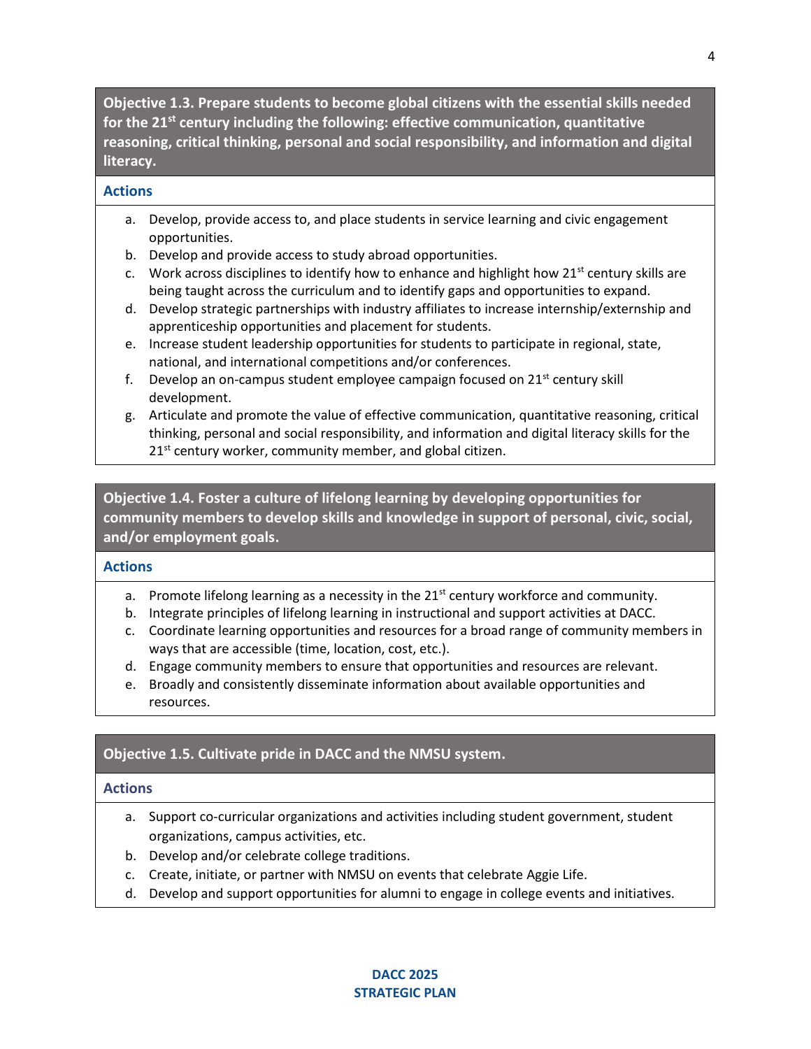### Objective 1.3. Prepare students to become global citizens with the essential skills needed for the 21st century including the following: effective communication, quantitative reasoning, critical thinking, personal and social responsibility, and information and digital literacy.

#### Actions

a. Develop, provide access to, and place students in service learning and civic engagement opportunities.
b. Develop and provide access to study abroad opportunities.
c. Work across disciplines to identify how to enhance and highlight how 21st century skills are being taught across the curriculum and to identify gaps and opportunities to expand.
d. Develop strategic partnerships with industry affiliates to increase internship/externship and apprenticeship opportunities and placement for students.
e. Increase student leadership opportunities for students to participate in regional, state, national, and international competitions and/or conferences.
f. Develop an on-campus student employee campaign focused on 21st century skill development.
g. Articulate and promote the value of effective communication, quantitative reasoning, critical thinking, personal and social responsibility, and information and digital literacy skills for the 21st century worker, community member, and global citizen.

### Objective 1.4. Foster a culture of lifelong learning by developing opportunities for community members to develop skills and knowledge in support of personal, civic, social, and/or employment goals.

#### Actions

a. Promote lifelong learning as a necessity in the 21st century workforce and community.
b. Integrate principles of lifelong learning in instructional and support activities at DACC.
c. Coordinate learning opportunities and resources for a broad range of community members in ways that are accessible (time, location, cost, etc.).
d. Engage community members to ensure that opportunities and resources are relevant.
e. Broadly and consistently disseminate information about available opportunities and resources.

### Objective 1.5. Cultivate pride in DACC and the NMSU system.

#### Actions

a. Support co-curricular organizations and activities including student government, student organizations, campus activities, etc.
b. Develop and/or celebrate college traditions.
c. Create, initiate, or partner with NMSU on events that celebrate Aggie Life.
d. Develop and support opportunities for alumni to engage in college events and initiatives.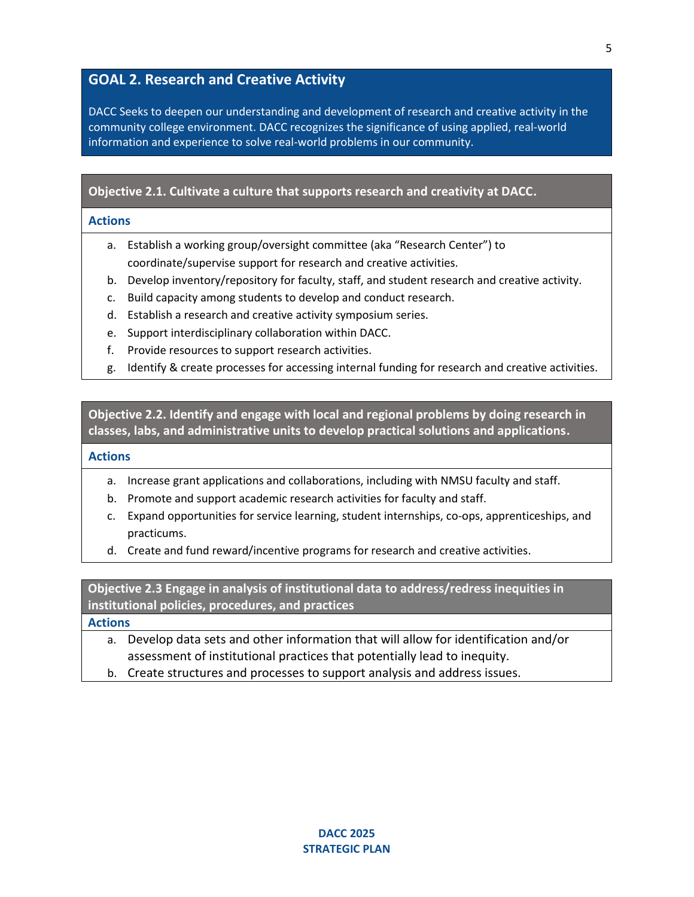## GOAL 2. Research and Creative Activity

DACC Seeks to deepen our understanding and development of research and creative activity in the community college environment. DACC recognizes the significance of using applied, real-world information and experience to solve real-world problems in our community.

### Objective 2.1. Cultivate a culture that supports research and creativity at DACC.

**Actions**

a. Establish a working group/oversight committee (aka "Research Center") to coordinate/supervise support for research and creative activities.
b. Develop inventory/repository for faculty, staff, and student research and creative activity.
c. Build capacity among students to develop and conduct research.
d. Establish a research and creative activity symposium series.
e. Support interdisciplinary collaboration within DACC.
f. Provide resources to support research activities.
g. Identify & create processes for accessing internal funding for research and creative activities.

### Objective 2.2. Identify and engage with local and regional problems by doing research in classes, labs, and administrative units to develop practical solutions and applications.

**Actions**

a. Increase grant applications and collaborations, including with NMSU faculty and staff.
b. Promote and support academic research activities for faculty and staff.
c. Expand opportunities for service learning, student internships, co-ops, apprenticeships, and practicums.
d. Create and fund reward/incentive programs for research and creative activities.

### Objective 2.3 Engage in analysis of institutional data to address/redress inequities in institutional policies, procedures, and practices

**Actions**

a. Develop data sets and other information that will allow for identification and/or assessment of institutional practices that potentially lead to inequity.
b. Create structures and processes to support analysis and address issues.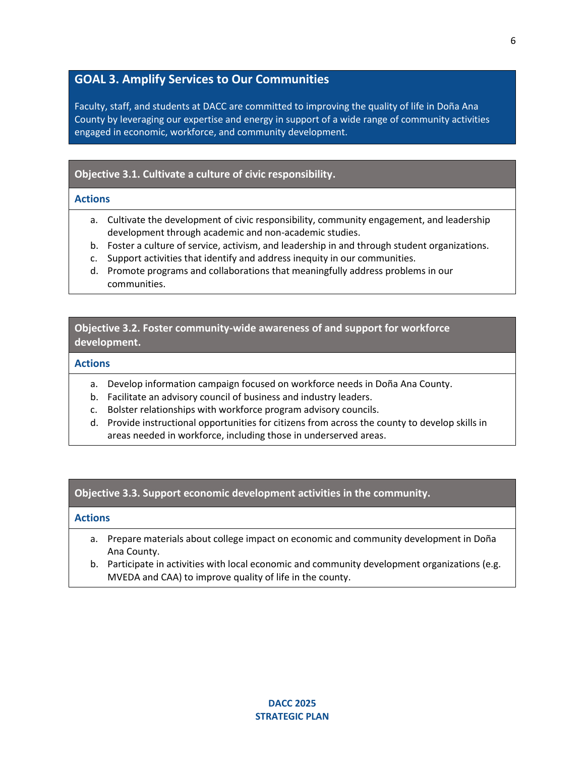## GOAL 3. Amplify Services to Our Communities

Faculty, staff, and students at DACC are committed to improving the quality of life in Doña Ana County by leveraging our expertise and energy in support of a wide range of community activities engaged in economic, workforce, and community development.

### Objective 3.1. Cultivate a culture of civic responsibility.

**Actions**

a. Cultivate the development of civic responsibility, community engagement, and leadership development through academic and non-academic studies.
b. Foster a culture of service, activism, and leadership in and through student organizations.
c. Support activities that identify and address inequity in our communities.
d. Promote programs and collaborations that meaningfully address problems in our communities.

### Objective 3.2. Foster community-wide awareness of and support for workforce development.

**Actions**

a. Develop information campaign focused on workforce needs in Doña Ana County.
b. Facilitate an advisory council of business and industry leaders.
c. Bolster relationships with workforce program advisory councils.
d. Provide instructional opportunities for citizens from across the county to develop skills in areas needed in workforce, including those in underserved areas.

### Objective 3.3. Support economic development activities in the community.

**Actions**

a. Prepare materials about college impact on economic and community development in Doña Ana County.
b. Participate in activities with local economic and community development organizations (e.g. MVEDA and CAA) to improve quality of life in the county.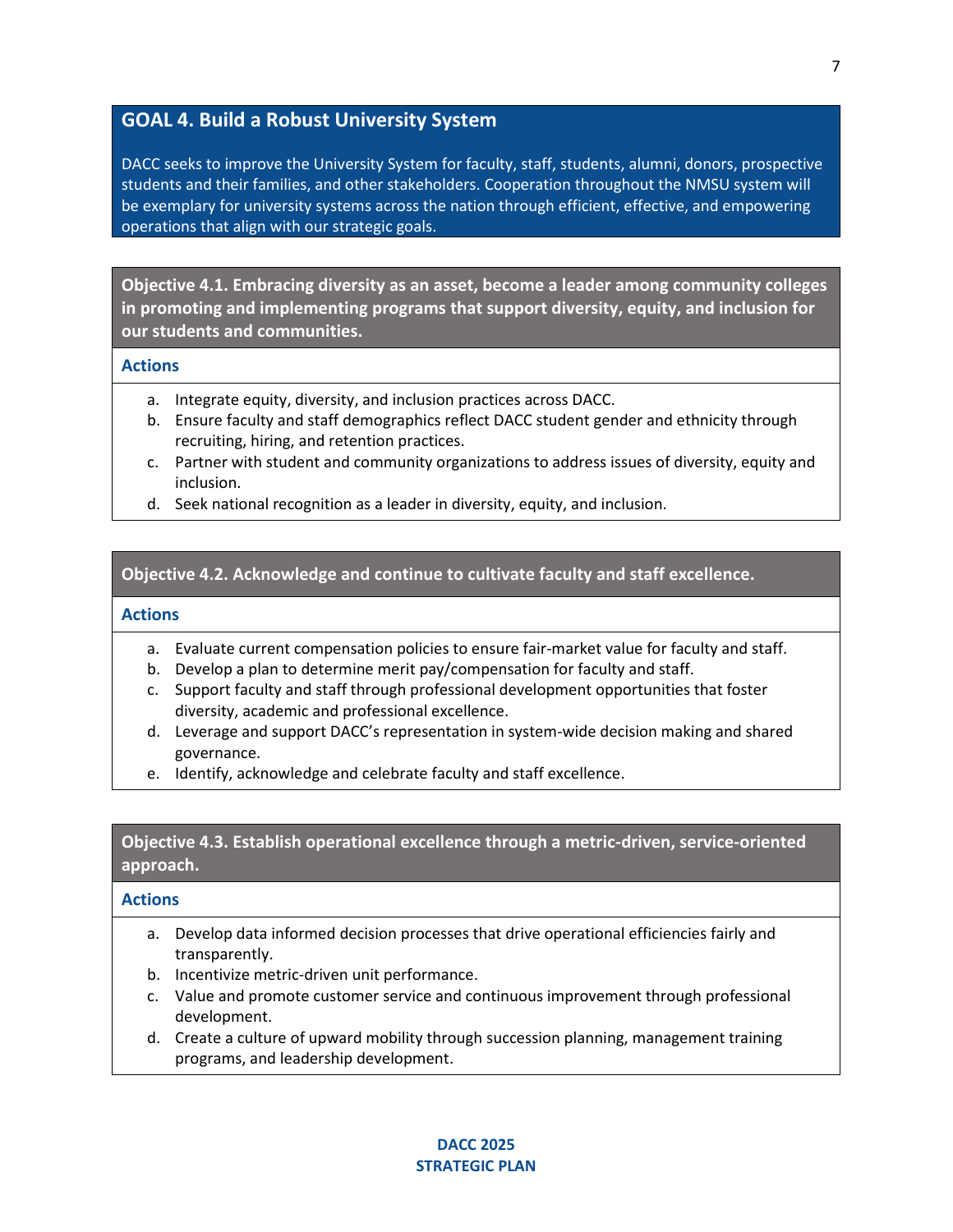## GOAL 4. Build a Robust University System

DACC seeks to improve the University System for faculty, staff, students, alumni, donors, prospective students and their families, and other stakeholders. Cooperation throughout the NMSU system will be exemplary for university systems across the nation through efficient, effective, and empowering operations that align with our strategic goals.

### Objective 4.1. Embracing diversity as an asset, become a leader among community colleges in promoting and implementing programs that support diversity, equity, and inclusion for our students and communities.

**Actions**

a. Integrate equity, diversity, and inclusion practices across DACC.
b. Ensure faculty and staff demographics reflect DACC student gender and ethnicity through recruiting, hiring, and retention practices.
c. Partner with student and community organizations to address issues of diversity, equity and inclusion.
d. Seek national recognition as a leader in diversity, equity, and inclusion.

### Objective 4.2. Acknowledge and continue to cultivate faculty and staff excellence.

**Actions**

a. Evaluate current compensation policies to ensure fair-market value for faculty and staff.
b. Develop a plan to determine merit pay/compensation for faculty and staff.
c. Support faculty and staff through professional development opportunities that foster diversity, academic and professional excellence.
d. Leverage and support DACC's representation in system-wide decision making and shared governance.
e. Identify, acknowledge and celebrate faculty and staff excellence.

### Objective 4.3. Establish operational excellence through a metric-driven, service-oriented approach.

**Actions**

a. Develop data informed decision processes that drive operational efficiencies fairly and transparently.
b. Incentivize metric-driven unit performance.
c. Value and promote customer service and continuous improvement through professional development.
d. Create a culture of upward mobility through succession planning, management training programs, and leadership development.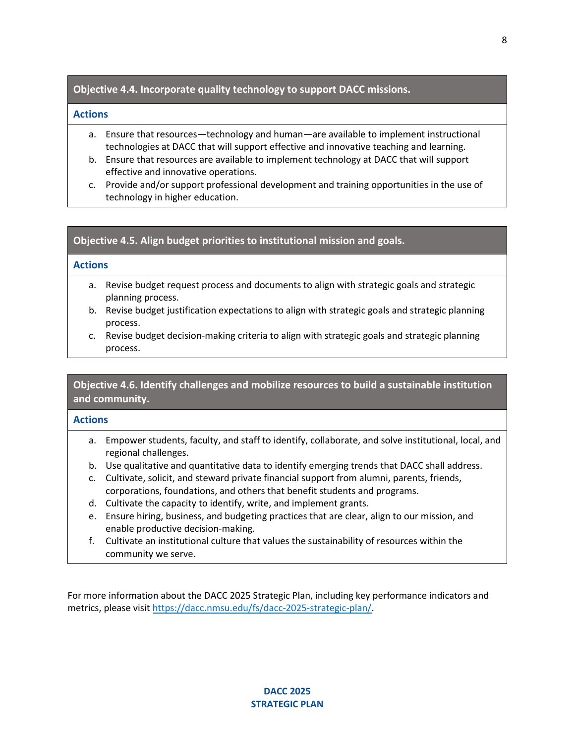### Objective 4.4. Incorporate quality technology to support DACC missions.

**Actions**

a. Ensure that resources—technology and human—are available to implement instructional technologies at DACC that will support effective and innovative teaching and learning.
b. Ensure that resources are available to implement technology at DACC that will support effective and innovative operations.
c. Provide and/or support professional development and training opportunities in the use of technology in higher education.

### Objective 4.5. Align budget priorities to institutional mission and goals.

**Actions**

a. Revise budget request process and documents to align with strategic goals and strategic planning process.
b. Revise budget justification expectations to align with strategic goals and strategic planning process.
c. Revise budget decision-making criteria to align with strategic goals and strategic planning process.

### Objective 4.6. Identify challenges and mobilize resources to build a sustainable institution and community.

**Actions**

a. Empower students, faculty, and staff to identify, collaborate, and solve institutional, local, and regional challenges.
b. Use qualitative and quantitative data to identify emerging trends that DACC shall address.
c. Cultivate, solicit, and steward private financial support from alumni, parents, friends, corporations, foundations, and others that benefit students and programs.
d. Cultivate the capacity to identify, write, and implement grants.
e. Ensure hiring, business, and budgeting practices that are clear, align to our mission, and enable productive decision-making.
f. Cultivate an institutional culture that values the sustainability of resources within the community we serve.

For more information about the DACC 2025 Strategic Plan, including key performance indicators and metrics, please visit https://dacc.nmsu.edu/fs/dacc-2025-strategic-plan/.